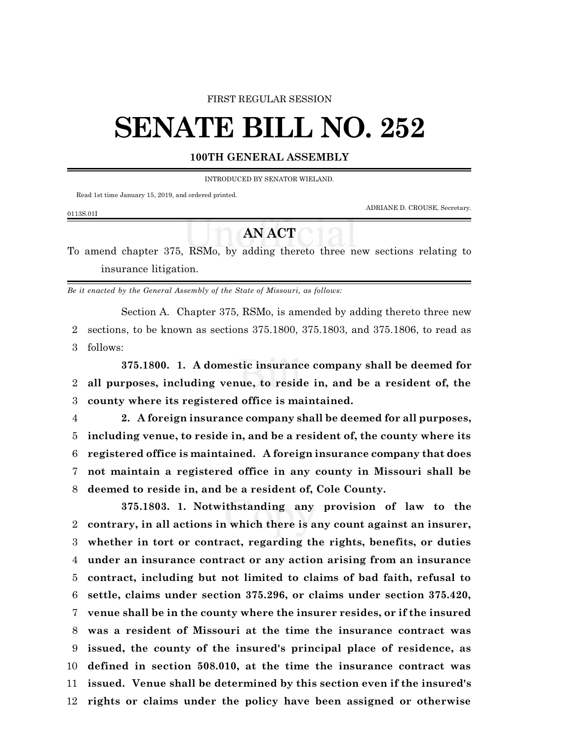FIRST REGULAR SESSION

# SENATE BILL NO. 252

### 100TH GENERAL ASSEMBLY

INTRODUCED BY SENATOR WIELAND.

Read 1st time January 15, 2019, and ordered printed.

ADRIANE D. CROUSE, Secretary.

0113S.01I

## AN ACT

To amend chapter 375, RSMo, by adding thereto three new sections relating to insurance litigation.

*Be it enacted by the General Assembly of the State of Missouri, as follows:*

Section A. Chapter 375, RSMo, is amended by adding thereto three new sections, to be known as sections 375.1800, 375.1803, and 375.1806, to read as follows:

**375.1800. 1. A domestic insurance company shall be deemed for all purposes, including venue, to reside in, and be a resident of, the county where its registered office is maintained.**

**2. A foreign insurance company shall be deemed for all purposes, including venue, to reside in, and be a resident of, the county where its registered office is maintained. A foreign insurance company that does not maintain a registered office in any county in Missouri shall be deemed to reside in, and be a resident of, Cole County.**

**375.1803. 1. Notwithstanding any provision of law to the contrary, in all actions in which there is any count against an insurer, whether in tort or contract, regarding the rights, benefits, or duties under an insurance contract or any action arising from an insurance contract, including but not limited to claims of bad faith, refusal to settle, claims under section 375.296, or claims under section 375.420, venue shall be in the county where the insurer resides, or if the insured was a resident of Missouri at the time the insurance contract was issued, the county of the insured's principal place of residence, as defined in section 508.010, at the time the insurance contract was issued. Venue shall be determined by this section even if the insured's rights or claims under the policy have been assigned or otherwise**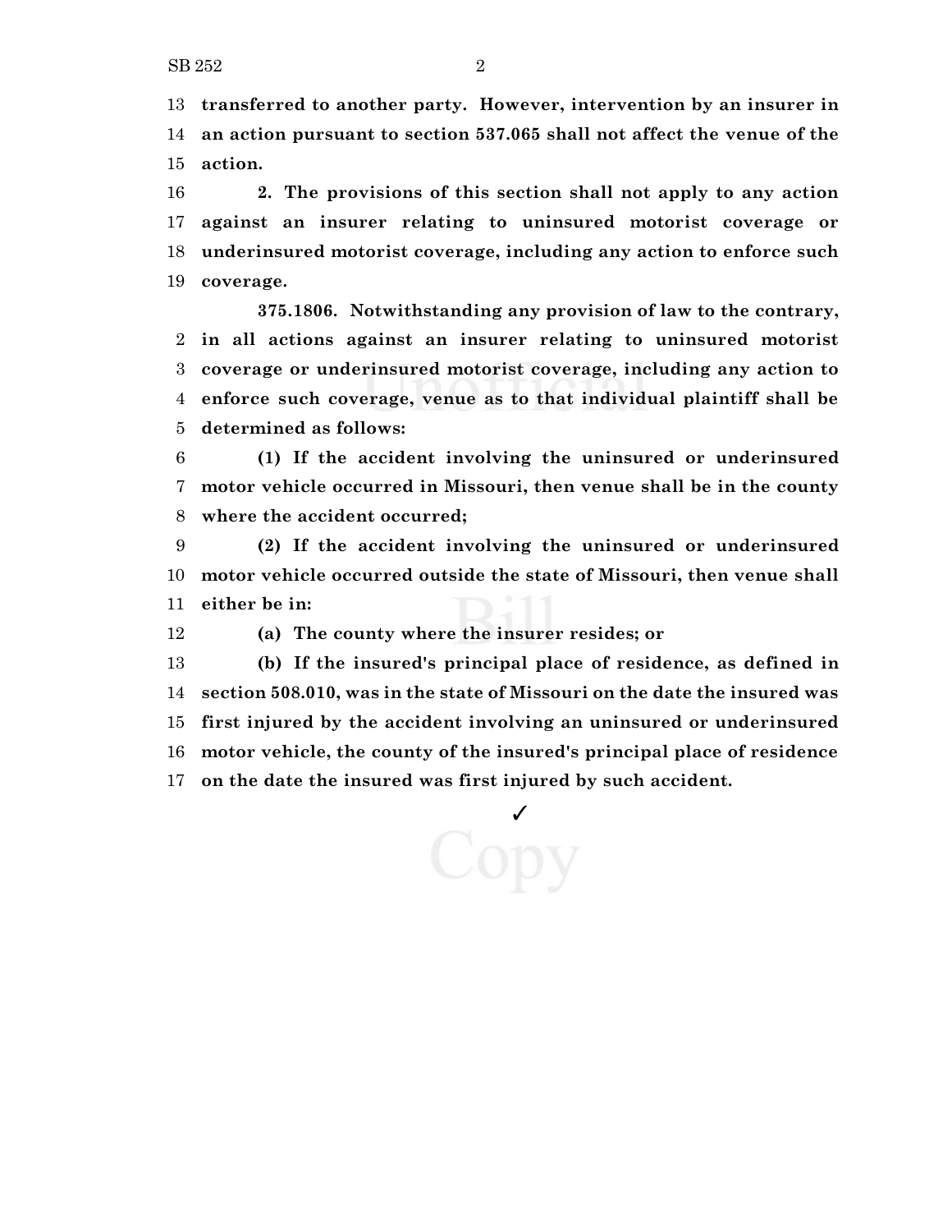**transferred to another party. However, intervention by an insurer in an action pursuant to section 537.065 shall not affect the venue of the action.**

**2. The provisions of this section shall not apply to any action against an insurer relating to uninsured motorist coverage or underinsured motorist coverage, including any action to enforce such coverage.**

**375.1806. Notwithstanding any provision of law to the contrary, in all actions against an insurer relating to uninsured motorist coverage or underinsured motorist coverage, including any action to enforce such coverage, venue as to that individual plaintiff shall be determined as follows:**

**(1) If the accident involving the uninsured or underinsured motor vehicle occurred in Missouri, then venue shall be in the county where the accident occurred;**

**(2) If the accident involving the uninsured or underinsured motor vehicle occurred outside the state of Missouri, then venue shall either be in:**

**(a) The county where the insurer resides; or**

**(b) If the insured's principal place of residence, as defined in section 508.010, was in the state of Missouri on the date the insured was first injured by the accident involving an uninsured or underinsured motor vehicle, the county of the insured's principal place of residence on the date the insured was first injured by such accident.**

✓